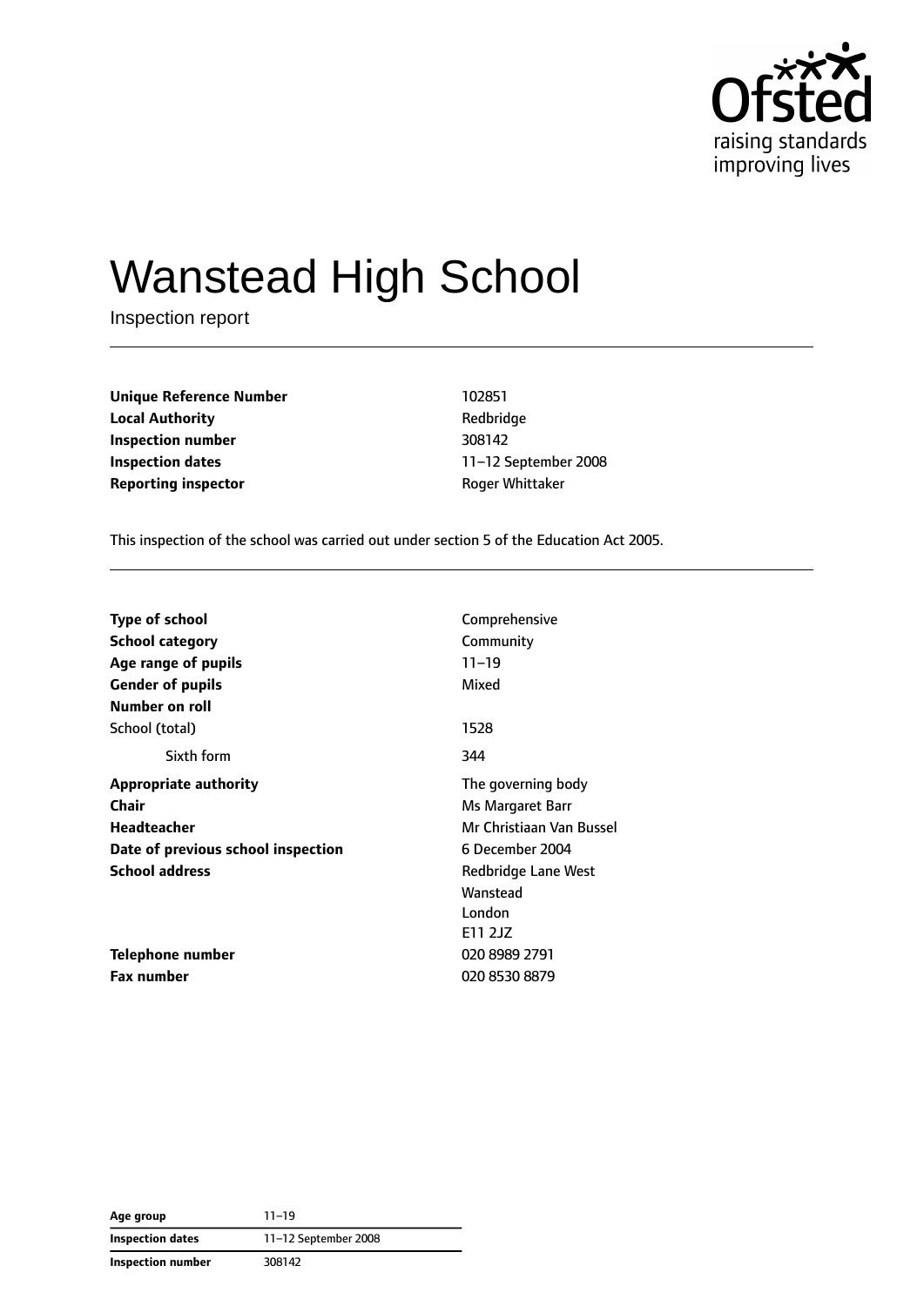# Wanstead High School

Inspection report

| | |
|---|---|
| **Unique Reference Number** | 102851 |
| **Local Authority** | Redbridge |
| **Inspection number** | 308142 |
| **Inspection dates** | 11–12 September 2008 |
| **Reporting inspector** | Roger Whittaker |

This inspection of the school was carried out under section 5 of the Education Act 2005.

| | |
|---|---|
| **Type of school** | Comprehensive |
| **School category** | Community |
| **Age range of pupils** | 11–19 |
| **Gender of pupils** | Mixed |
| **Number on roll** | |
| School (total) | 1528 |
| Sixth form | 344 |
| **Appropriate authority** | The governing body |
| **Chair** | Ms Margaret Barr |
| **Headteacher** | Mr Christiaan Van Bussel |
| **Date of previous school inspection** | 6 December 2004 |
| **School address** | Redbridge Lane West<br>Wanstead<br>London<br>E11 2JZ |
| **Telephone number** | 020 8989 2791 |
| **Fax number** | 020 8530 8879 |

| | |
|---|---|
| **Age group** | 11–19 |
| **Inspection dates** | 11–12 September 2008 |
| **Inspection number** | 308142 |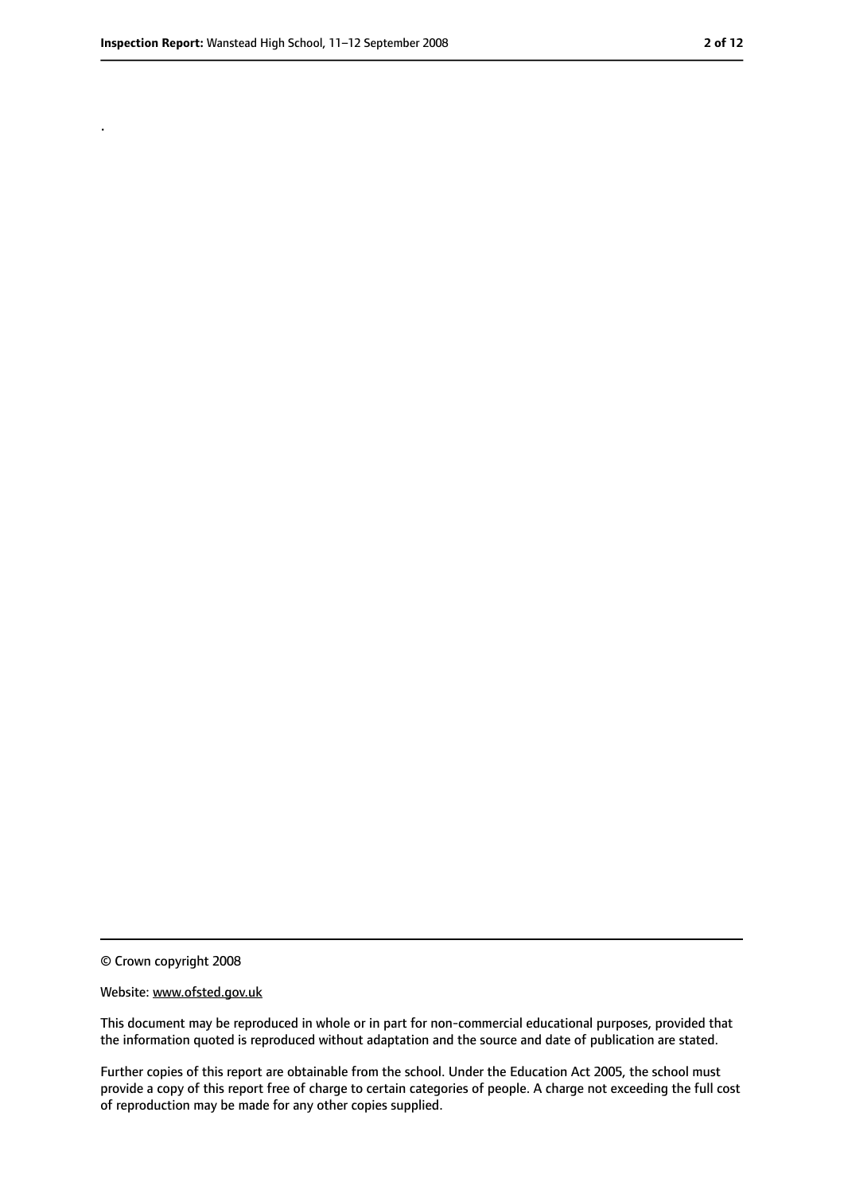.

© Crown copyright 2008

Website: www.ofsted.gov.uk

This document may be reproduced in whole or in part for non-commercial educational purposes, provided that the information quoted is reproduced without adaptation and the source and date of publication are stated.

Further copies of this report are obtainable from the school. Under the Education Act 2005, the school must provide a copy of this report free of charge to certain categories of people. A charge not exceeding the full cost of reproduction may be made for any other copies supplied.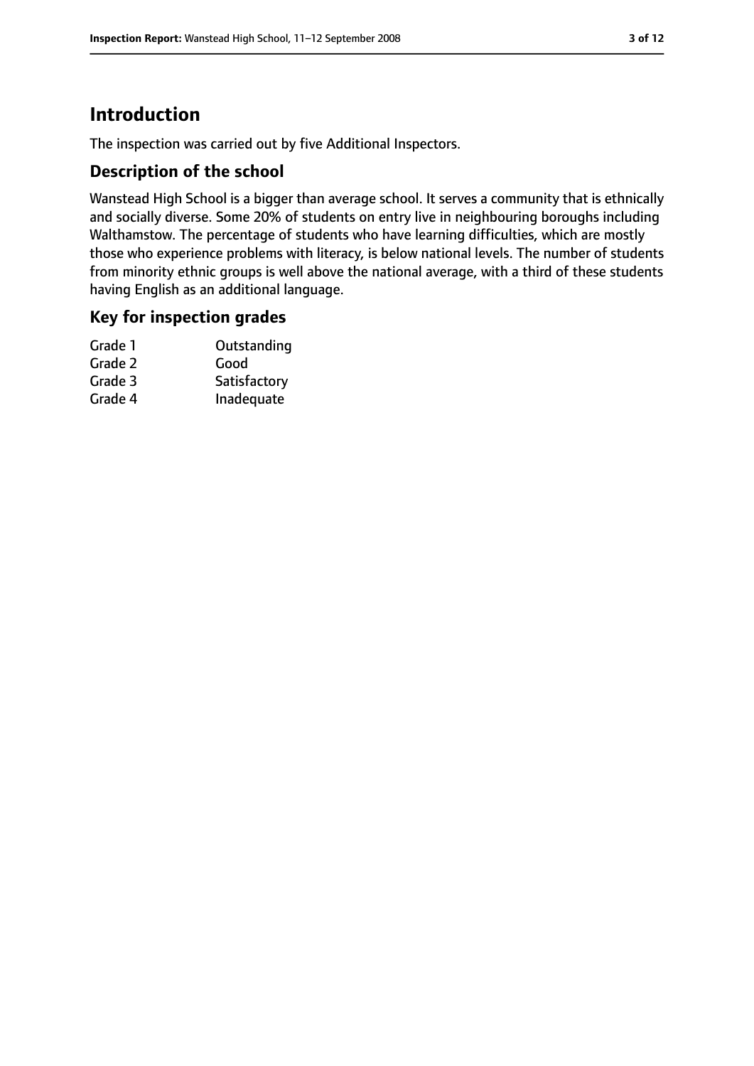# Introduction

The inspection was carried out by five Additional Inspectors.

## Description of the school

Wanstead High School is a bigger than average school. It serves a community that is ethnically and socially diverse. Some 20% of students on entry live in neighbouring boroughs including Walthamstow. The percentage of students who have learning difficulties, which are mostly those who experience problems with literacy, is below national levels. The number of students from minority ethnic groups is well above the national average, with a third of these students having English as an additional language.

## Key for inspection grades

| | |
|---|---|
| Grade 1 | Outstanding |
| Grade 2 | Good |
| Grade 3 | Satisfactory |
| Grade 4 | Inadequate |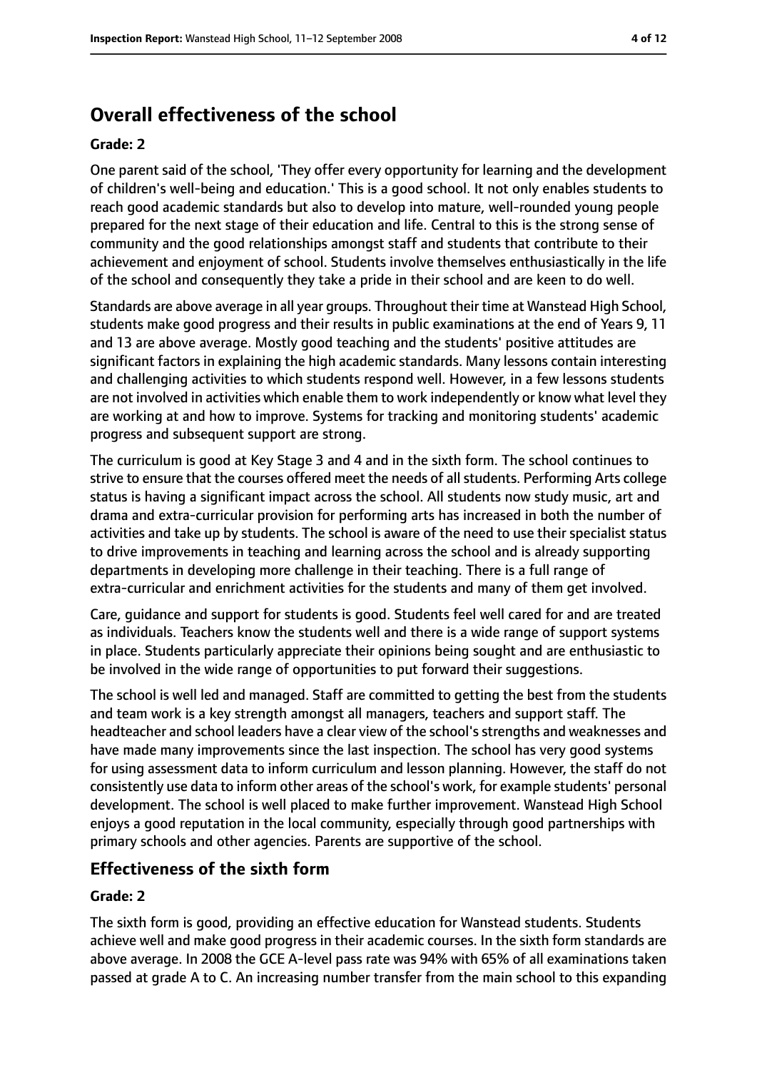## Overall effectiveness of the school

### Grade: 2

One parent said of the school, 'They offer every opportunity for learning and the development of children's well-being and education.' This is a good school. It not only enables students to reach good academic standards but also to develop into mature, well-rounded young people prepared for the next stage of their education and life. Central to this is the strong sense of community and the good relationships amongst staff and students that contribute to their achievement and enjoyment of school. Students involve themselves enthusiastically in the life of the school and consequently they take a pride in their school and are keen to do well.

Standards are above average in all year groups. Throughout their time at Wanstead High School, students make good progress and their results in public examinations at the end of Years 9, 11 and 13 are above average. Mostly good teaching and the students' positive attitudes are significant factors in explaining the high academic standards. Many lessons contain interesting and challenging activities to which students respond well. However, in a few lessons students are not involved in activities which enable them to work independently or know what level they are working at and how to improve. Systems for tracking and monitoring students' academic progress and subsequent support are strong.

The curriculum is good at Key Stage 3 and 4 and in the sixth form. The school continues to strive to ensure that the courses offered meet the needs of all students. Performing Arts college status is having a significant impact across the school. All students now study music, art and drama and extra-curricular provision for performing arts has increased in both the number of activities and take up by students. The school is aware of the need to use their specialist status to drive improvements in teaching and learning across the school and is already supporting departments in developing more challenge in their teaching. There is a full range of extra-curricular and enrichment activities for the students and many of them get involved.

Care, guidance and support for students is good. Students feel well cared for and are treated as individuals. Teachers know the students well and there is a wide range of support systems in place. Students particularly appreciate their opinions being sought and are enthusiastic to be involved in the wide range of opportunities to put forward their suggestions.

The school is well led and managed. Staff are committed to getting the best from the students and team work is a key strength amongst all managers, teachers and support staff. The headteacher and school leaders have a clear view of the school's strengths and weaknesses and have made many improvements since the last inspection. The school has very good systems for using assessment data to inform curriculum and lesson planning. However, the staff do not consistently use data to inform other areas of the school's work, for example students' personal development. The school is well placed to make further improvement. Wanstead High School enjoys a good reputation in the local community, especially through good partnerships with primary schools and other agencies. Parents are supportive of the school.

## Effectiveness of the sixth form

### Grade: 2

The sixth form is good, providing an effective education for Wanstead students. Students achieve well and make good progress in their academic courses. In the sixth form standards are above average. In 2008 the GCE A-level pass rate was 94% with 65% of all examinations taken passed at grade A to C. An increasing number transfer from the main school to this expanding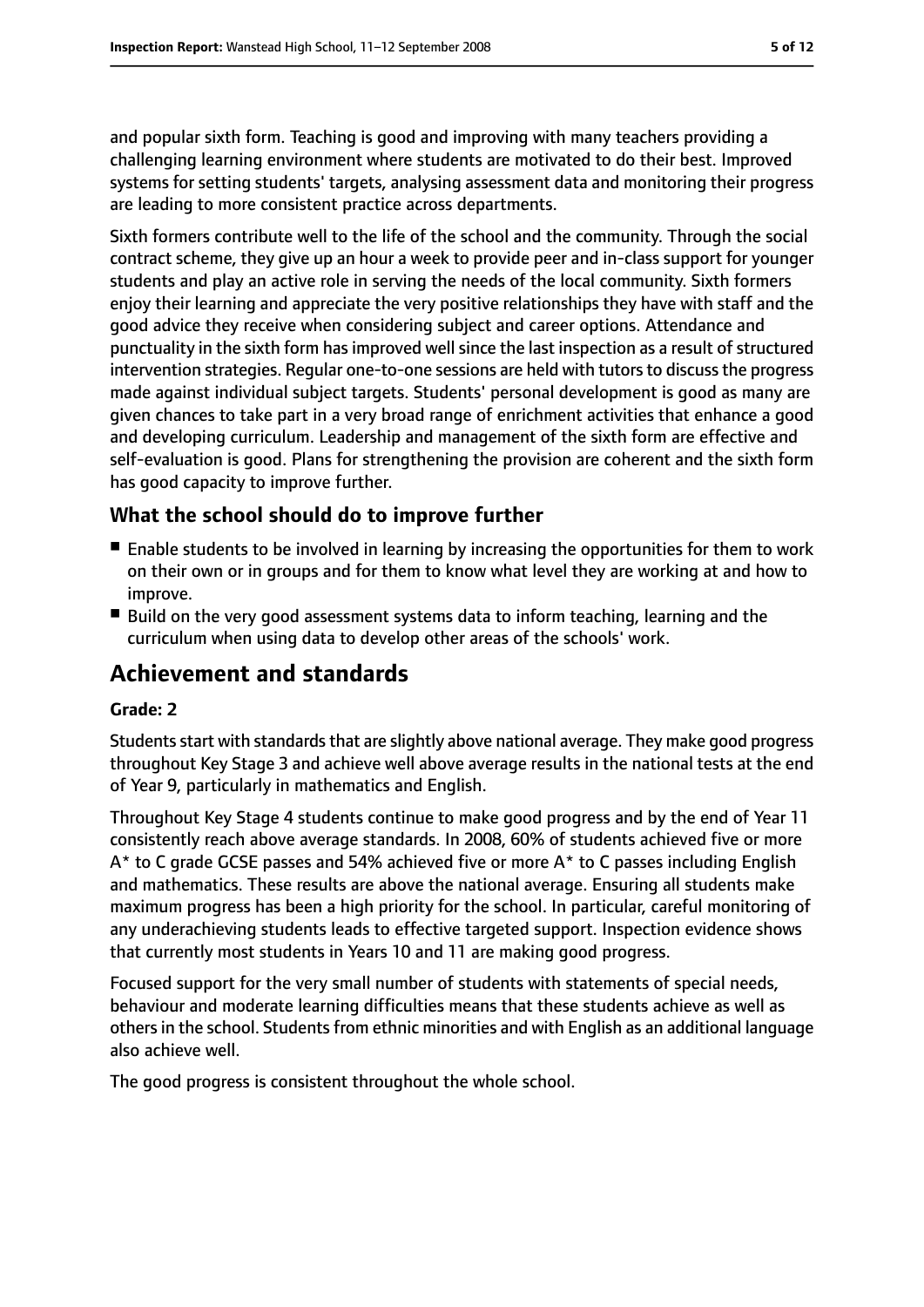and popular sixth form. Teaching is good and improving with many teachers providing a challenging learning environment where students are motivated to do their best. Improved systems for setting students' targets, analysing assessment data and monitoring their progress are leading to more consistent practice across departments.

Sixth formers contribute well to the life of the school and the community. Through the social contract scheme, they give up an hour a week to provide peer and in-class support for younger students and play an active role in serving the needs of the local community. Sixth formers enjoy their learning and appreciate the very positive relationships they have with staff and the good advice they receive when considering subject and career options. Attendance and punctuality in the sixth form has improved well since the last inspection as a result of structured intervention strategies. Regular one-to-one sessions are held with tutors to discuss the progress made against individual subject targets. Students' personal development is good as many are given chances to take part in a very broad range of enrichment activities that enhance a good and developing curriculum. Leadership and management of the sixth form are effective and self-evaluation is good. Plans for strengthening the provision are coherent and the sixth form has good capacity to improve further.

### What the school should do to improve further

- Enable students to be involved in learning by increasing the opportunities for them to work on their own or in groups and for them to know what level they are working at and how to improve.
- Build on the very good assessment systems data to inform teaching, learning and the curriculum when using data to develop other areas of the schools' work.

## Achievement and standards

#### Grade: 2

Students start with standards that are slightly above national average. They make good progress throughout Key Stage 3 and achieve well above average results in the national tests at the end of Year 9, particularly in mathematics and English.

Throughout Key Stage 4 students continue to make good progress and by the end of Year 11 consistently reach above average standards. In 2008, 60% of students achieved five or more A* to C grade GCSE passes and 54% achieved five or more A* to C passes including English and mathematics. These results are above the national average. Ensuring all students make maximum progress has been a high priority for the school. In particular, careful monitoring of any underachieving students leads to effective targeted support. Inspection evidence shows that currently most students in Years 10 and 11 are making good progress.

Focused support for the very small number of students with statements of special needs, behaviour and moderate learning difficulties means that these students achieve as well as others in the school. Students from ethnic minorities and with English as an additional language also achieve well.

The good progress is consistent throughout the whole school.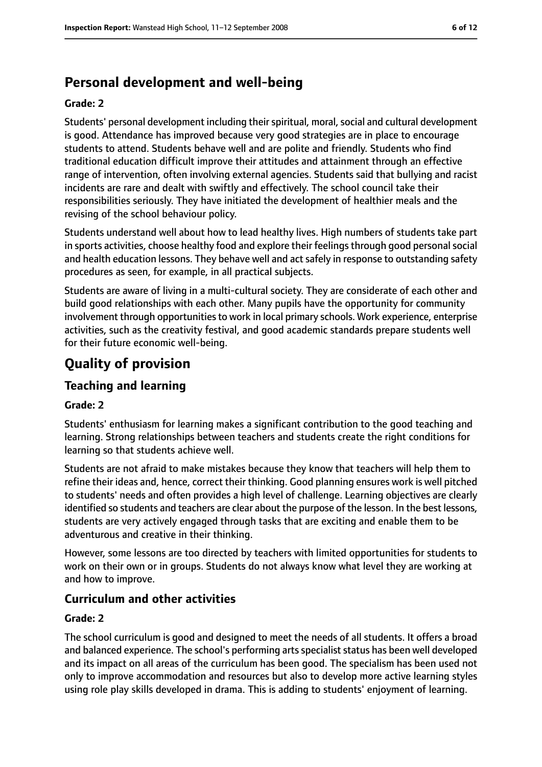## Personal development and well-being

**Grade: 2**

Students' personal development including their spiritual, moral, social and cultural development is good. Attendance has improved because very good strategies are in place to encourage students to attend. Students behave well and are polite and friendly. Students who find traditional education difficult improve their attitudes and attainment through an effective range of intervention, often involving external agencies. Students said that bullying and racist incidents are rare and dealt with swiftly and effectively. The school council take their responsibilities seriously. They have initiated the development of healthier meals and the revising of the school behaviour policy.

Students understand well about how to lead healthy lives. High numbers of students take part in sports activities, choose healthy food and explore their feelings through good personal social and health education lessons. They behave well and act safely in response to outstanding safety procedures as seen, for example, in all practical subjects.

Students are aware of living in a multi-cultural society. They are considerate of each other and build good relationships with each other. Many pupils have the opportunity for community involvement through opportunities to work in local primary schools. Work experience, enterprise activities, such as the creativity festival, and good academic standards prepare students well for their future economic well-being.

# Quality of provision

## Teaching and learning

**Grade: 2**

Students' enthusiasm for learning makes a significant contribution to the good teaching and learning. Strong relationships between teachers and students create the right conditions for learning so that students achieve well.

Students are not afraid to make mistakes because they know that teachers will help them to refine their ideas and, hence, correct their thinking. Good planning ensures work is well pitched to students' needs and often provides a high level of challenge. Learning objectives are clearly identified so students and teachers are clear about the purpose of the lesson. In the best lessons, students are very actively engaged through tasks that are exciting and enable them to be adventurous and creative in their thinking.

However, some lessons are too directed by teachers with limited opportunities for students to work on their own or in groups. Students do not always know what level they are working at and how to improve.

## Curriculum and other activities

**Grade: 2**

The school curriculum is good and designed to meet the needs of all students. It offers a broad and balanced experience. The school's performing arts specialist status has been well developed and its impact on all areas of the curriculum has been good. The specialism has been used not only to improve accommodation and resources but also to develop more active learning styles using role play skills developed in drama. This is adding to students' enjoyment of learning.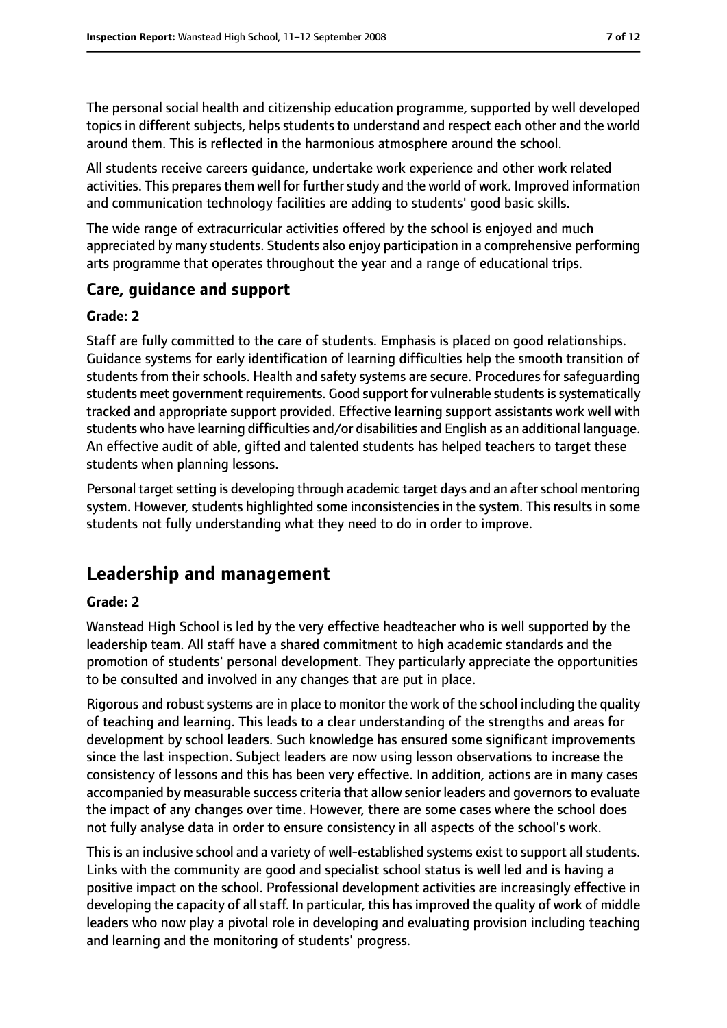The personal social health and citizenship education programme, supported by well developed topics in different subjects, helps students to understand and respect each other and the world around them. This is reflected in the harmonious atmosphere around the school.

All students receive careers guidance, undertake work experience and other work related activities. This prepares them well for further study and the world of work. Improved information and communication technology facilities are adding to students' good basic skills.

The wide range of extracurricular activities offered by the school is enjoyed and much appreciated by many students. Students also enjoy participation in a comprehensive performing arts programme that operates throughout the year and a range of educational trips.

### Care, guidance and support

#### Grade: 2

Staff are fully committed to the care of students. Emphasis is placed on good relationships. Guidance systems for early identification of learning difficulties help the smooth transition of students from their schools. Health and safety systems are secure. Procedures for safeguarding students meet government requirements. Good support for vulnerable students is systematically tracked and appropriate support provided. Effective learning support assistants work well with students who have learning difficulties and/or disabilities and English as an additional language. An effective audit of able, gifted and talented students has helped teachers to target these students when planning lessons.

Personal target setting is developing through academic target days and an after school mentoring system. However, students highlighted some inconsistencies in the system. This results in some students not fully understanding what they need to do in order to improve.

## Leadership and management

#### Grade: 2

Wanstead High School is led by the very effective headteacher who is well supported by the leadership team. All staff have a shared commitment to high academic standards and the promotion of students' personal development. They particularly appreciate the opportunities to be consulted and involved in any changes that are put in place.

Rigorous and robust systems are in place to monitor the work of the school including the quality of teaching and learning. This leads to a clear understanding of the strengths and areas for development by school leaders. Such knowledge has ensured some significant improvements since the last inspection. Subject leaders are now using lesson observations to increase the consistency of lessons and this has been very effective. In addition, actions are in many cases accompanied by measurable success criteria that allow senior leaders and governors to evaluate the impact of any changes over time. However, there are some cases where the school does not fully analyse data in order to ensure consistency in all aspects of the school's work.

This is an inclusive school and a variety of well-established systems exist to support all students. Links with the community are good and specialist school status is well led and is having a positive impact on the school. Professional development activities are increasingly effective in developing the capacity of all staff. In particular, this has improved the quality of work of middle leaders who now play a pivotal role in developing and evaluating provision including teaching and learning and the monitoring of students' progress.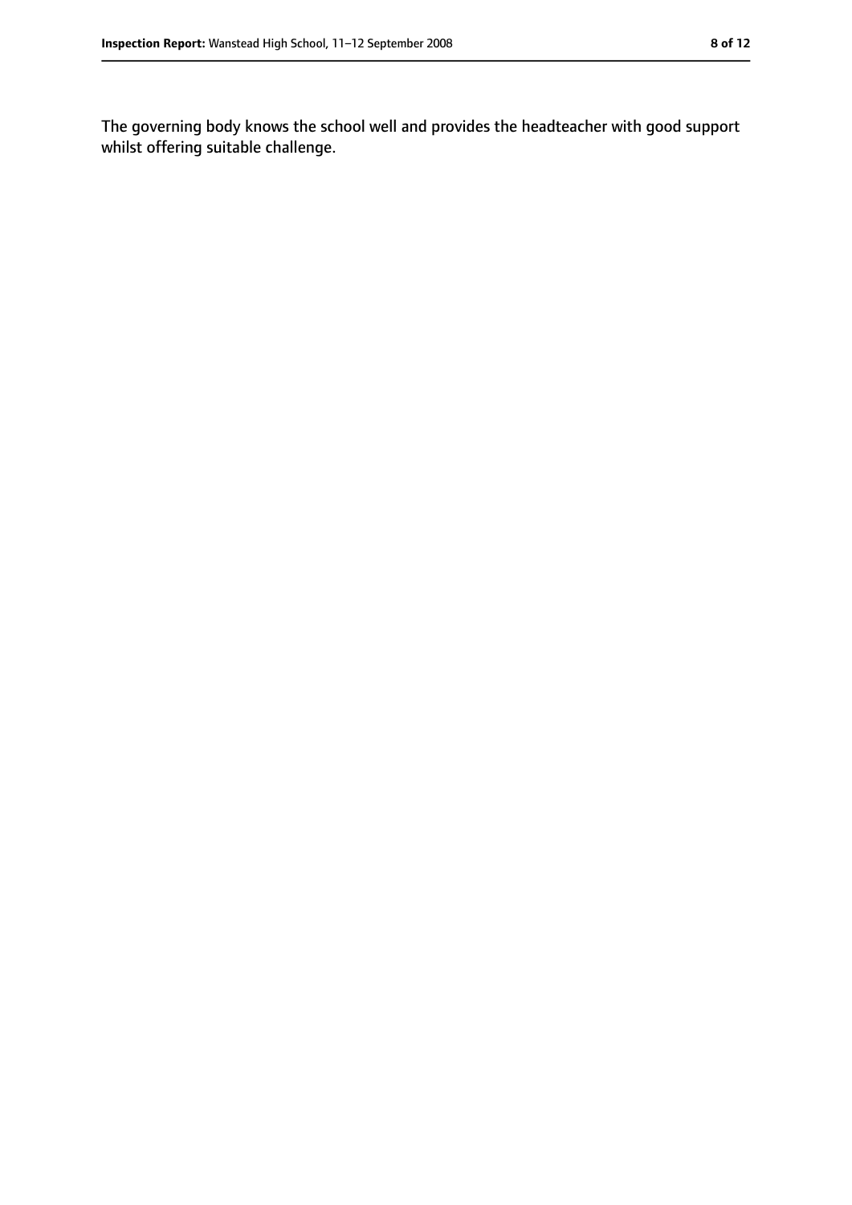The governing body knows the school well and provides the headteacher with good support whilst offering suitable challenge.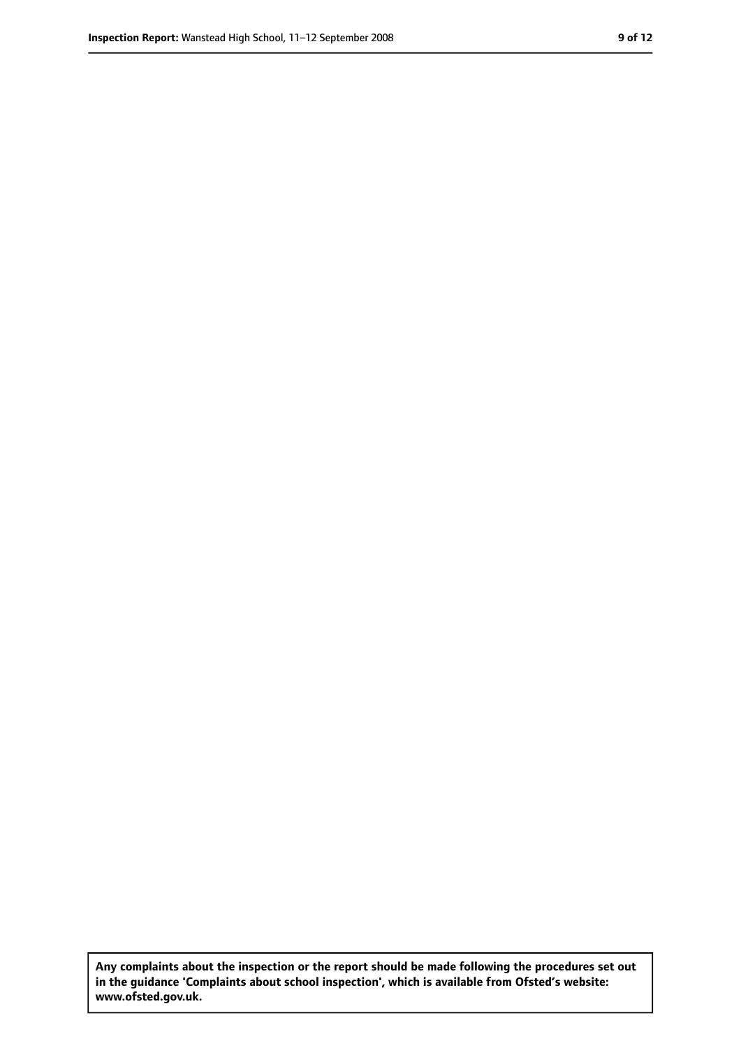**Any complaints about the inspection or the report should be made following the procedures set out in the guidance 'Complaints about school inspection', which is available from Ofsted's website: www.ofsted.gov.uk.**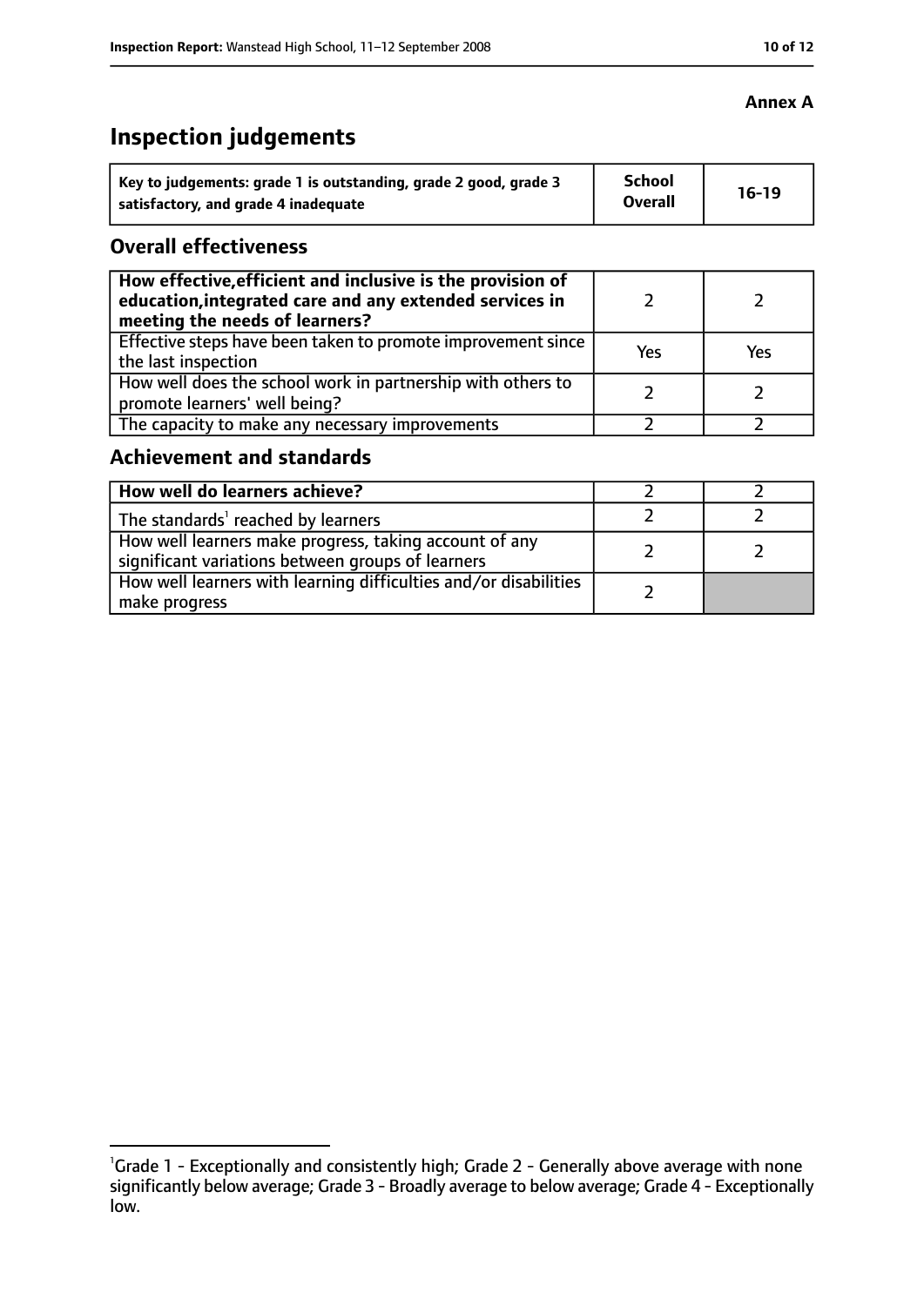**Annex A**

# Inspection judgements

| Key to judgements: grade 1 is outstanding, grade 2 good, grade 3 satisfactory, and grade 4 inadequate | School Overall | 16-19 |
|---|---|---|

## Overall effectiveness

| How effective,efficient and inclusive is the provision of education,integrated care and any extended services in meeting the needs of learners? | 2 | 2 |
|---|---|---|
| Effective steps have been taken to promote improvement since the last inspection | Yes | Yes |
| How well does the school work in partnership with others to promote learners' well being? | 2 | 2 |
| The capacity to make any necessary improvements | 2 | 2 |

## Achievement and standards

| How well do learners achieve? | 2 | 2 |
|---|---|---|
| The standards[1] reached by learners | 2 | 2 |
| How well learners make progress, taking account of any significant variations between groups of learners | 2 | 2 |
| How well learners with learning difficulties and/or disabilities make progress | 2 | |

[1]Grade 1 - Exceptionally and consistently high; Grade 2 - Generally above average with none significantly below average; Grade 3 - Broadly average to below average; Grade 4 - Exceptionally low.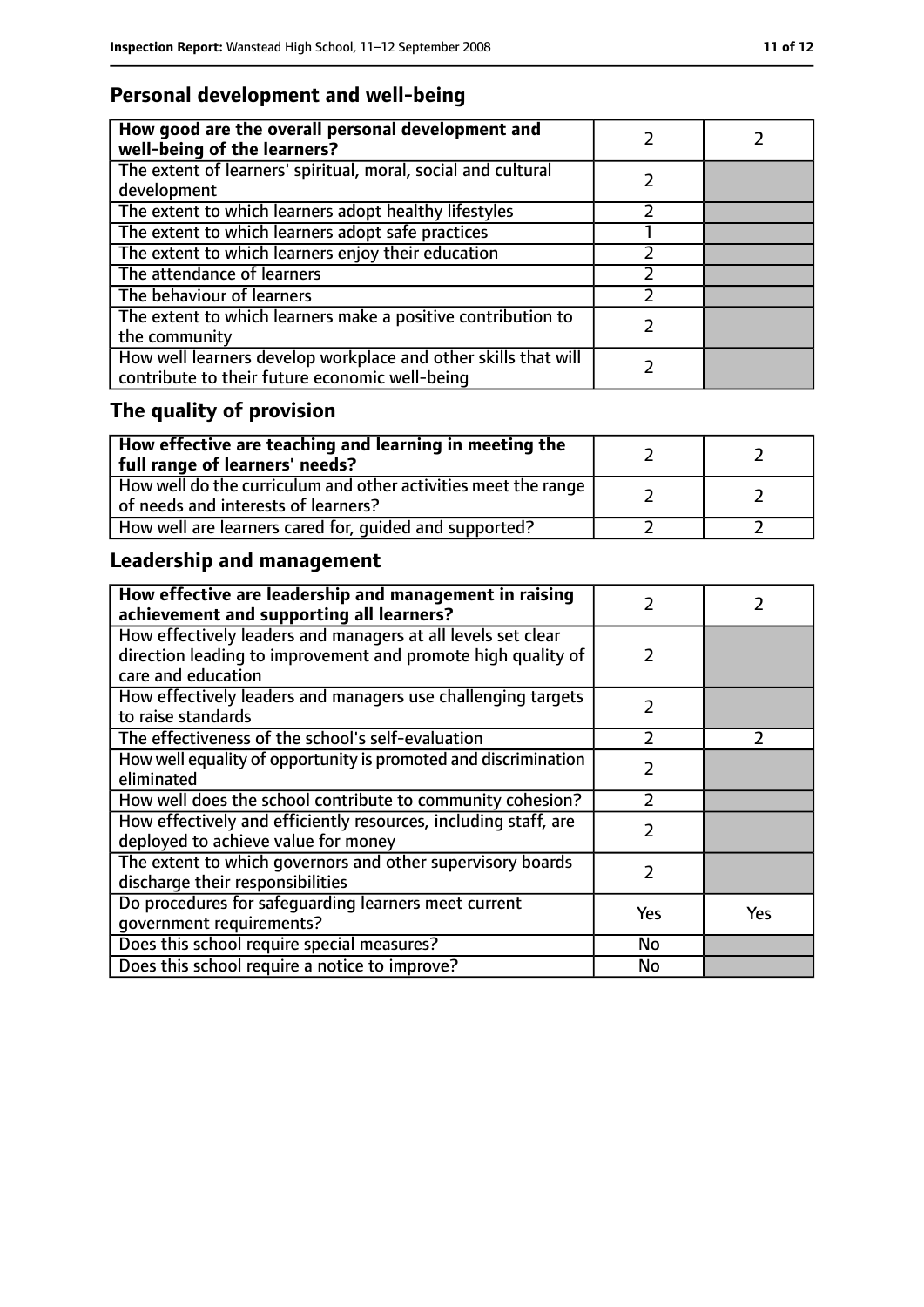## Personal development and well-being

| **How good are the overall personal development and well-being of the learners?** | 2 | 2 |
|---|---|---|
| The extent of learners' spiritual, moral, social and cultural development | 2 | |
| The extent to which learners adopt healthy lifestyles | 2 | |
| The extent to which learners adopt safe practices | 1 | |
| The extent to which learners enjoy their education | 2 | |
| The attendance of learners | 2 | |
| The behaviour of learners | 2 | |
| The extent to which learners make a positive contribution to the community | 2 | |
| How well learners develop workplace and other skills that will contribute to their future economic well-being | 2 | |

## The quality of provision

| **How effective are teaching and learning in meeting the full range of learners' needs?** | 2 | 2 |
|---|---|---|
| How well do the curriculum and other activities meet the range of needs and interests of learners? | 2 | 2 |
| How well are learners cared for, guided and supported? | 2 | 2 |

## Leadership and management

| **How effective are leadership and management in raising achievement and supporting all learners?** | 2 | 2 |
|---|---|---|
| How effectively leaders and managers at all levels set clear direction leading to improvement and promote high quality of care and education | 2 | |
| How effectively leaders and managers use challenging targets to raise standards | 2 | |
| The effectiveness of the school's self-evaluation | 2 | 2 |
| How well equality of opportunity is promoted and discrimination eliminated | 2 | |
| How well does the school contribute to community cohesion? | 2 | |
| How effectively and efficiently resources, including staff, are deployed to achieve value for money | 2 | |
| The extent to which governors and other supervisory boards discharge their responsibilities | 2 | |
| Do procedures for safeguarding learners meet current government requirements? | Yes | Yes |
| Does this school require special measures? | No | |
| Does this school require a notice to improve? | No | |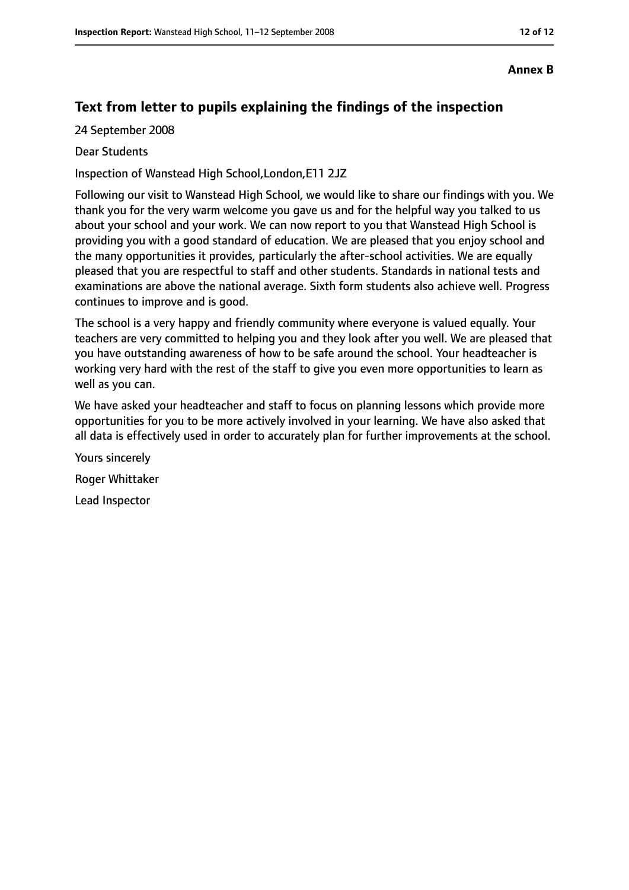**Annex B**

## Text from letter to pupils explaining the findings of the inspection

24 September 2008

Dear Students

Inspection of Wanstead High School,London,E11 2JZ

Following our visit to Wanstead High School, we would like to share our findings with you. We thank you for the very warm welcome you gave us and for the helpful way you talked to us about your school and your work. We can now report to you that Wanstead High School is providing you with a good standard of education. We are pleased that you enjoy school and the many opportunities it provides, particularly the after-school activities. We are equally pleased that you are respectful to staff and other students. Standards in national tests and examinations are above the national average. Sixth form students also achieve well. Progress continues to improve and is good.

The school is a very happy and friendly community where everyone is valued equally. Your teachers are very committed to helping you and they look after you well. We are pleased that you have outstanding awareness of how to be safe around the school. Your headteacher is working very hard with the rest of the staff to give you even more opportunities to learn as well as you can.

We have asked your headteacher and staff to focus on planning lessons which provide more opportunities for you to be more actively involved in your learning. We have also asked that all data is effectively used in order to accurately plan for further improvements at the school.

Yours sincerely

Roger Whittaker

Lead Inspector